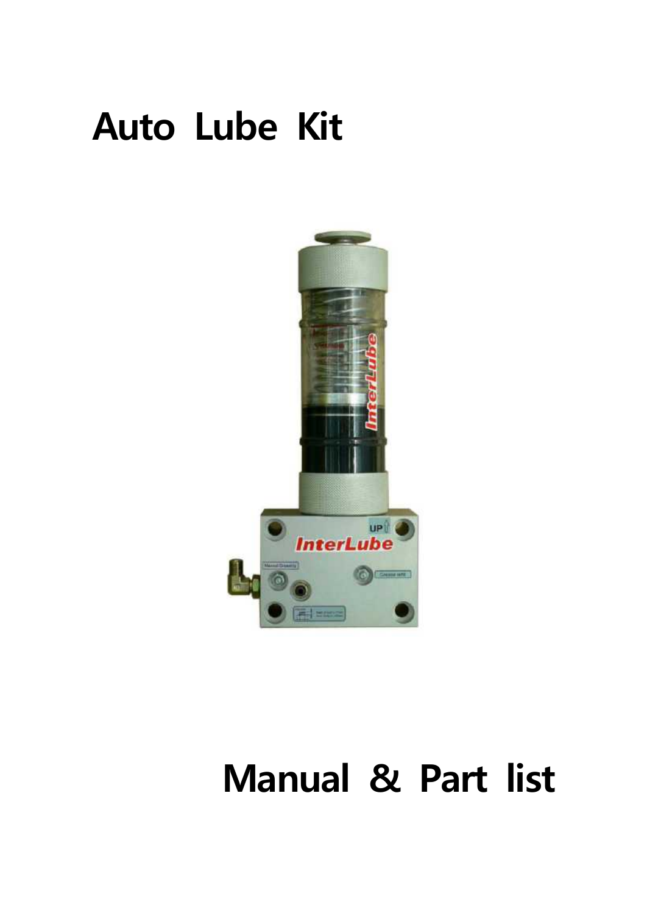# Auto Lube Kit

# Manual & Part list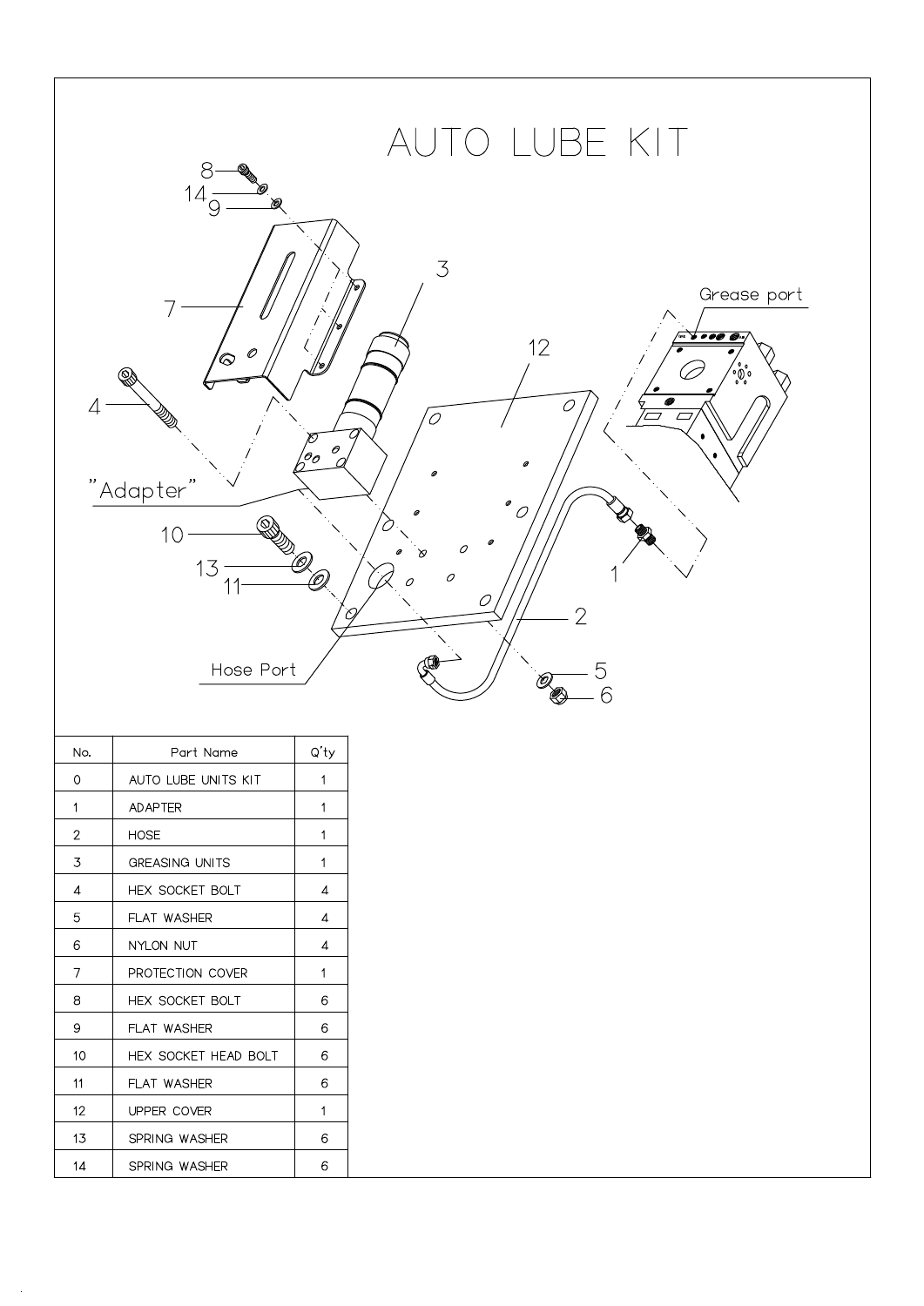# AUTO LUBE KIT

| No. | Part Name | Q'ty |
|---|---|---|
| 0 | AUTO LUBE UNITS KIT | 1 |
| 1 | ADAPTER | 1 |
| 2 | HOSE | 1 |
| 3 | GREASING UNITS | 1 |
| 4 | HEX SOCKET BOLT | 4 |
| 5 | FLAT WASHER | 4 |
| 6 | NYLON NUT | 4 |
| 7 | PROTECTION COVER | 1 |
| 8 | HEX SOCKET BOLT | 6 |
| 9 | FLAT WASHER | 6 |
| 10 | HEX SOCKET HEAD BOLT | 6 |
| 11 | FLAT WASHER | 6 |
| 12 | UPPER COVER | 1 |
| 13 | SPRING WASHER | 6 |
| 14 | SPRING WASHER | 6 |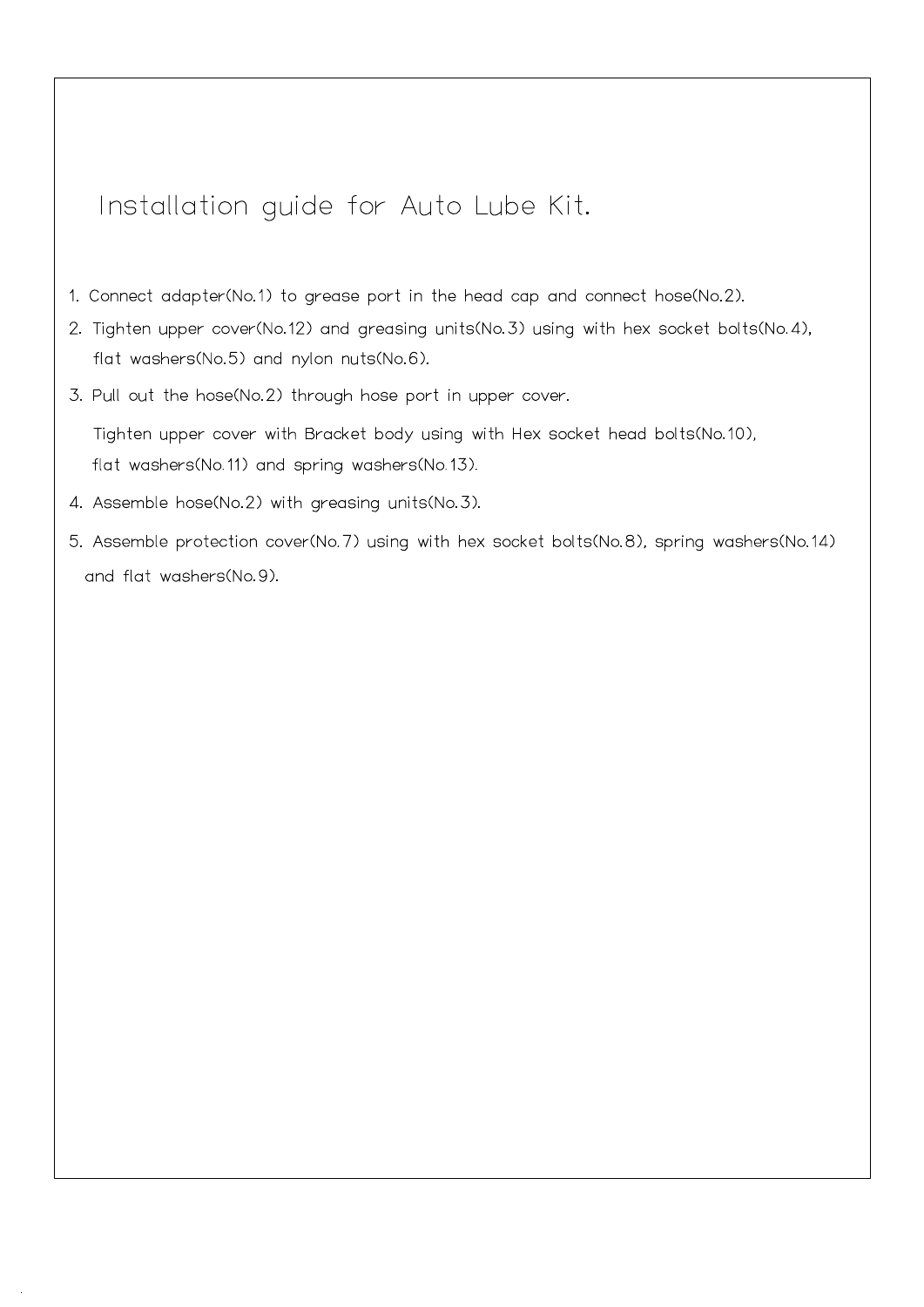# Installation guide for Auto Lube Kit.

1. Connect adapter(No.1) to grease port in the head cap and connect hose(No.2).
2. Tighten upper cover(No.12) and greasing units(No.3) using with hex socket bolts(No.4), flat washers(No.5) and nylon nuts(No.6).
3. Pull out the hose(No.2) through hose port in upper cover.

   Tighten upper cover with Bracket body using with Hex socket head bolts(No.10), flat washers(No.11) and spring washers(No.13).
4. Assemble hose(No.2) with greasing units(No.3).
5. Assemble protection cover(No.7) using with hex socket bolts(No.8), spring washers(No.14) and flat washers(No.9).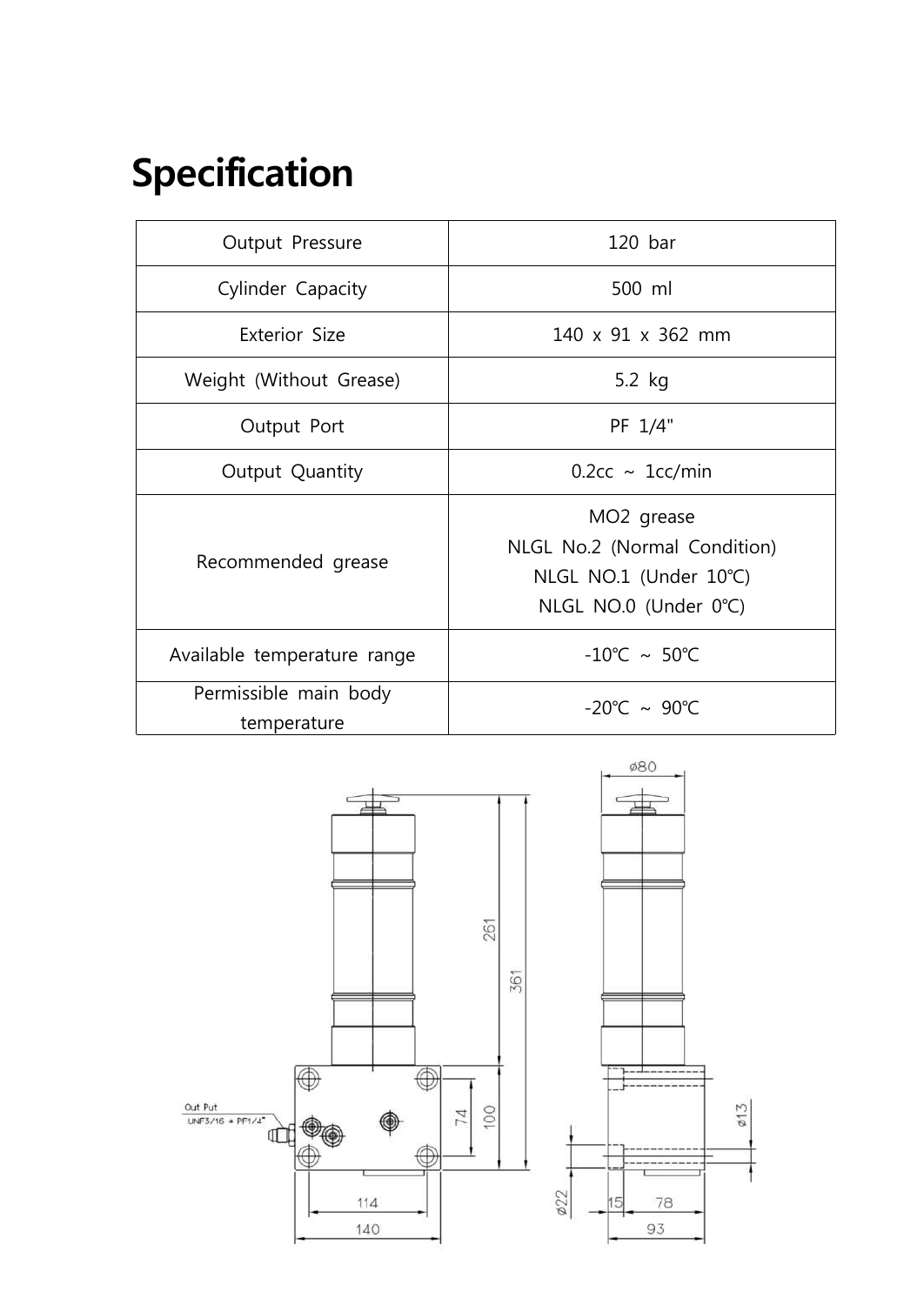# Specification

| Output Pressure | 120 bar |
|---|---|
| Cylinder Capacity | 500 ml |
| Exterior Size | 140 x 91 x 362 mm |
| Weight (Without Grease) | 5.2 kg |
| Output Port | PF 1/4" |
| Output Quantity | 0.2cc ~ 1cc/min |
| Recommended grease | MO2 grease<br>NLGL No.2 (Normal Condition)<br>NLGL NO.1 (Under 10℃)<br>NLGL NO.0 (Under 0℃) |
| Available temperature range | -10℃ ~ 50℃ |
| Permissible main body temperature | -20℃ ~ 90℃ |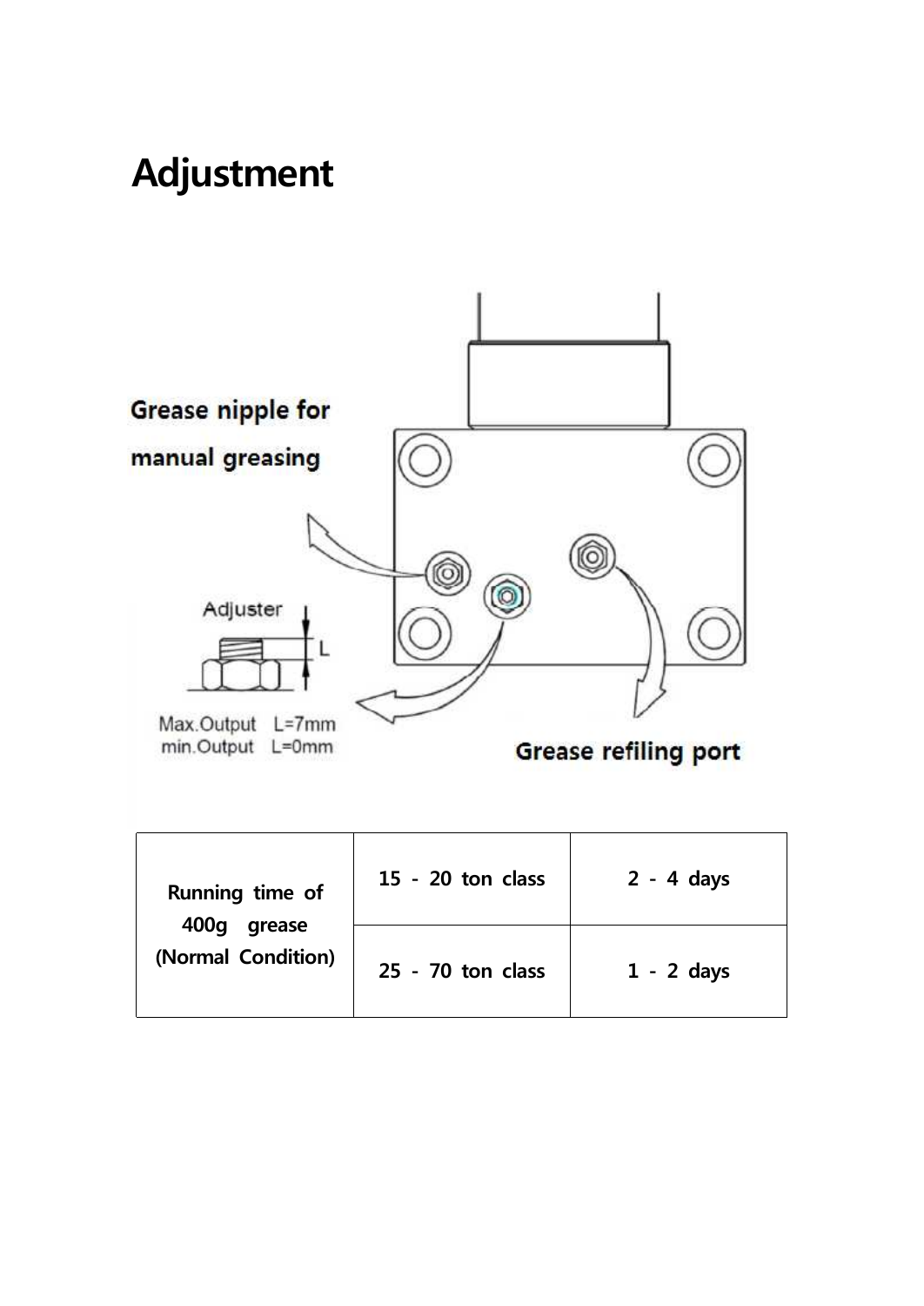# Adjustment

Grease nipple for manual greasing

Adjuster

L

Max.Output L=7mm
min.Output L=0mm

Grease refiling port

| Running time of 400g grease (Normal Condition) | 15 - 20 ton class | 2 - 4 days |
|---|---|---|
| | 25 - 70 ton class | 1 - 2 days |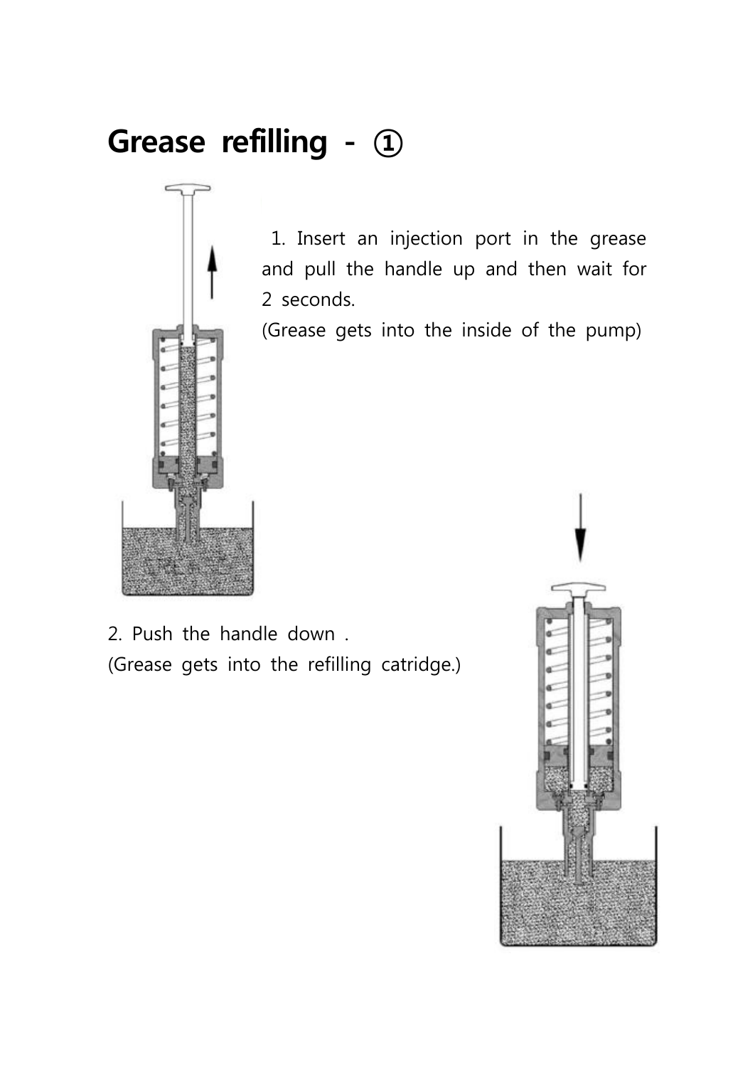# Grease refilling - ①

1. Insert an injection port in the grease and pull the handle up and then wait for 2 seconds.
(Grease gets into the inside of the pump)

2. Push the handle down .
(Grease gets into the refilling catridge.)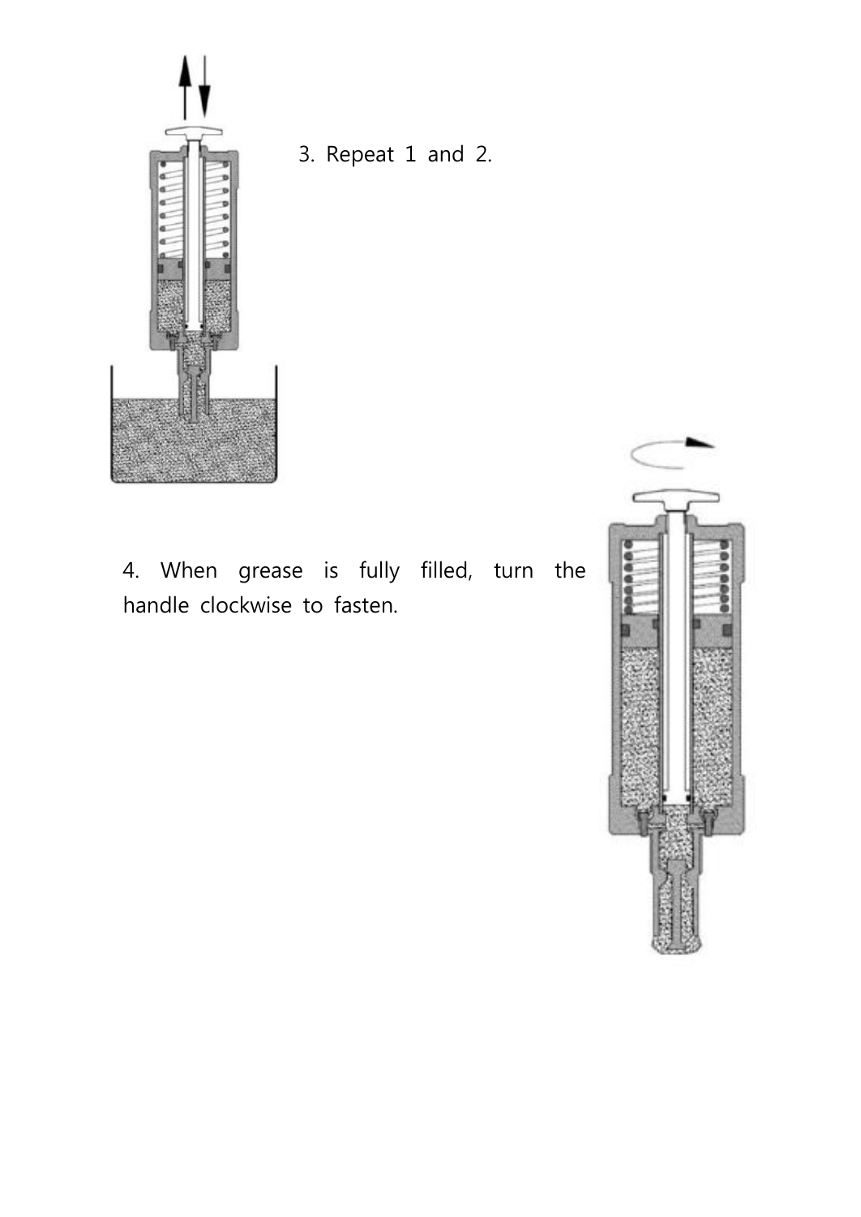3. Repeat 1 and 2.

4. When grease is fully filled, turn the handle clockwise to fasten.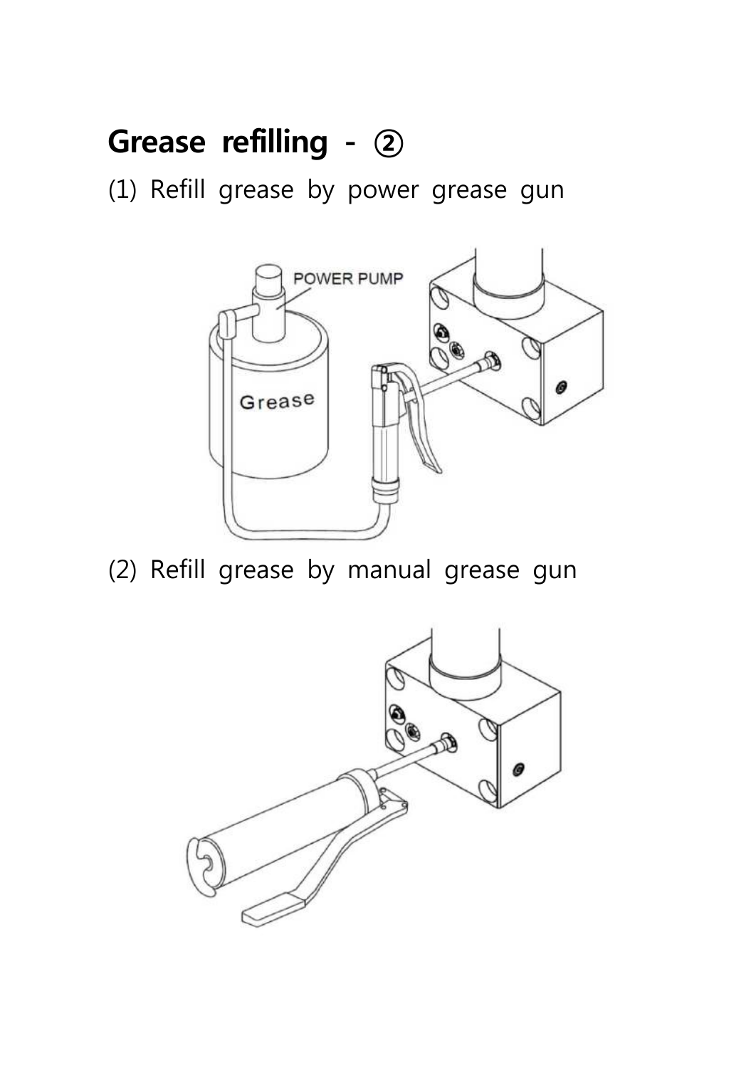# Grease refilling - ②

(1) Refill grease by power grease gun

(2) Refill grease by manual grease gun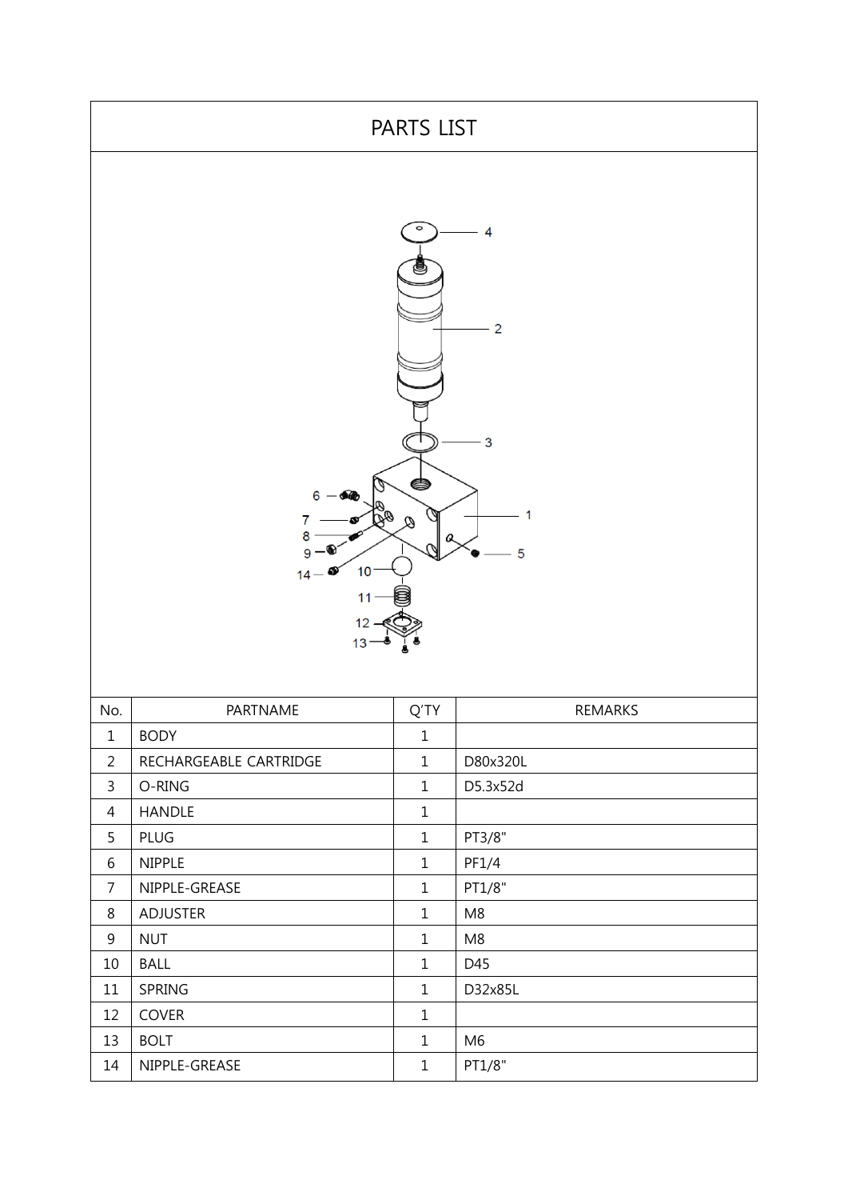# PARTS LIST

| No. | PARTNAME | Q'TY | REMARKS |
|---|---|---|---|
| 1 | BODY | 1 | |
| 2 | RECHARGEABLE CARTRIDGE | 1 | D80x320L |
| 3 | O-RING | 1 | D5.3x52d |
| 4 | HANDLE | 1 | |
| 5 | PLUG | 1 | PT3/8" |
| 6 | NIPPLE | 1 | PF1/4 |
| 7 | NIPPLE-GREASE | 1 | PT1/8" |
| 8 | ADJUSTER | 1 | M8 |
| 9 | NUT | 1 | M8 |
| 10 | BALL | 1 | D45 |
| 11 | SPRING | 1 | D32x85L |
| 12 | COVER | 1 | |
| 13 | BOLT | 1 | M6 |
| 14 | NIPPLE-GREASE | 1 | PT1/8" |